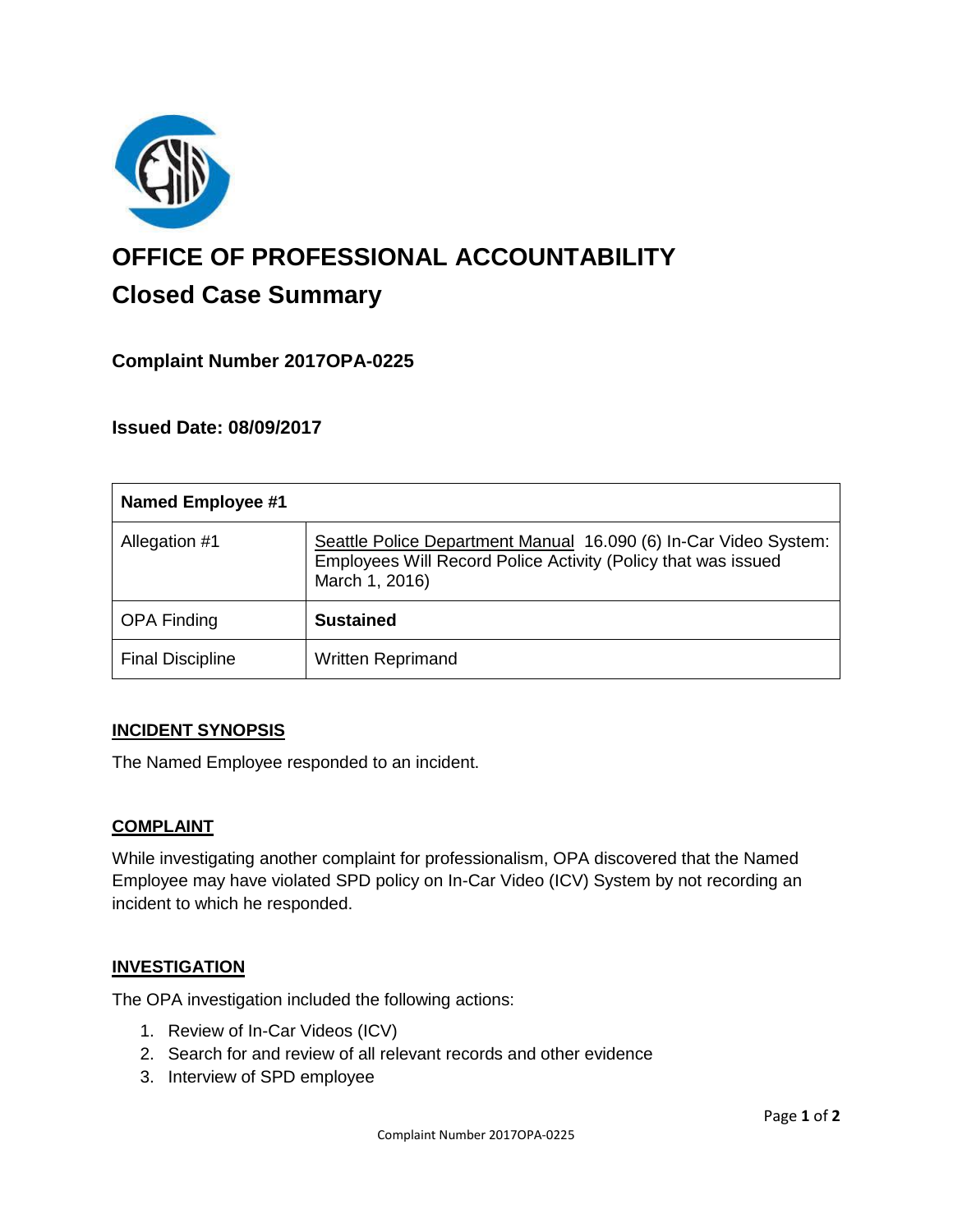# OFFICE OF PROFESSIONAL ACCOUNTABILITY

## Closed Case Summary

### Complaint Number 2017OPA-0225

### Issued Date: 08/09/2017

| Named Employee #1 | |
|---|---|
| Allegation #1 | Seattle Police Department Manual 16.090 (6) In-Car Video System: Employees Will Record Police Activity (Policy that was issued March 1, 2016) |
| OPA Finding | **Sustained** |
| Final Discipline | Written Reprimand |

#### INCIDENT SYNOPSIS

The Named Employee responded to an incident.

#### COMPLAINT

While investigating another complaint for professionalism, OPA discovered that the Named Employee may have violated SPD policy on In-Car Video (ICV) System by not recording an incident to which he responded.

#### INVESTIGATION

The OPA investigation included the following actions:

1. Review of In-Car Videos (ICV)
2. Search for and review of all relevant records and other evidence
3. Interview of SPD employee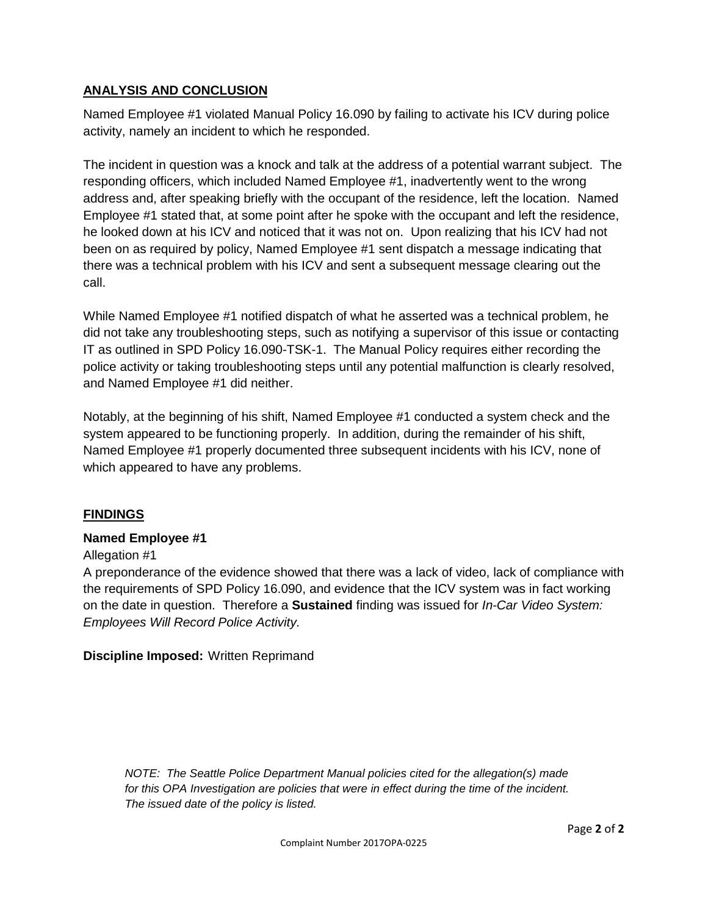## ANALYSIS AND CONCLUSION

Named Employee #1 violated Manual Policy 16.090 by failing to activate his ICV during police activity, namely an incident to which he responded.

The incident in question was a knock and talk at the address of a potential warrant subject. The responding officers, which included Named Employee #1, inadvertently went to the wrong address and, after speaking briefly with the occupant of the residence, left the location. Named Employee #1 stated that, at some point after he spoke with the occupant and left the residence, he looked down at his ICV and noticed that it was not on. Upon realizing that his ICV had not been on as required by policy, Named Employee #1 sent dispatch a message indicating that there was a technical problem with his ICV and sent a subsequent message clearing out the call.

While Named Employee #1 notified dispatch of what he asserted was a technical problem, he did not take any troubleshooting steps, such as notifying a supervisor of this issue or contacting IT as outlined in SPD Policy 16.090-TSK-1. The Manual Policy requires either recording the police activity or taking troubleshooting steps until any potential malfunction is clearly resolved, and Named Employee #1 did neither.

Notably, at the beginning of his shift, Named Employee #1 conducted a system check and the system appeared to be functioning properly. In addition, during the remainder of his shift, Named Employee #1 properly documented three subsequent incidents with his ICV, none of which appeared to have any problems.

## FINDINGS

**Named Employee #1**

Allegation #1

A preponderance of the evidence showed that there was a lack of video, lack of compliance with the requirements of SPD Policy 16.090, and evidence that the ICV system was in fact working on the date in question. Therefore a **Sustained** finding was issued for *In-Car Video System: Employees Will Record Police Activity.*

**Discipline Imposed:** Written Reprimand

*NOTE: The Seattle Police Department Manual policies cited for the allegation(s) made for this OPA Investigation are policies that were in effect during the time of the incident. The issued date of the policy is listed.*

Complaint Number 2017OPA-0225